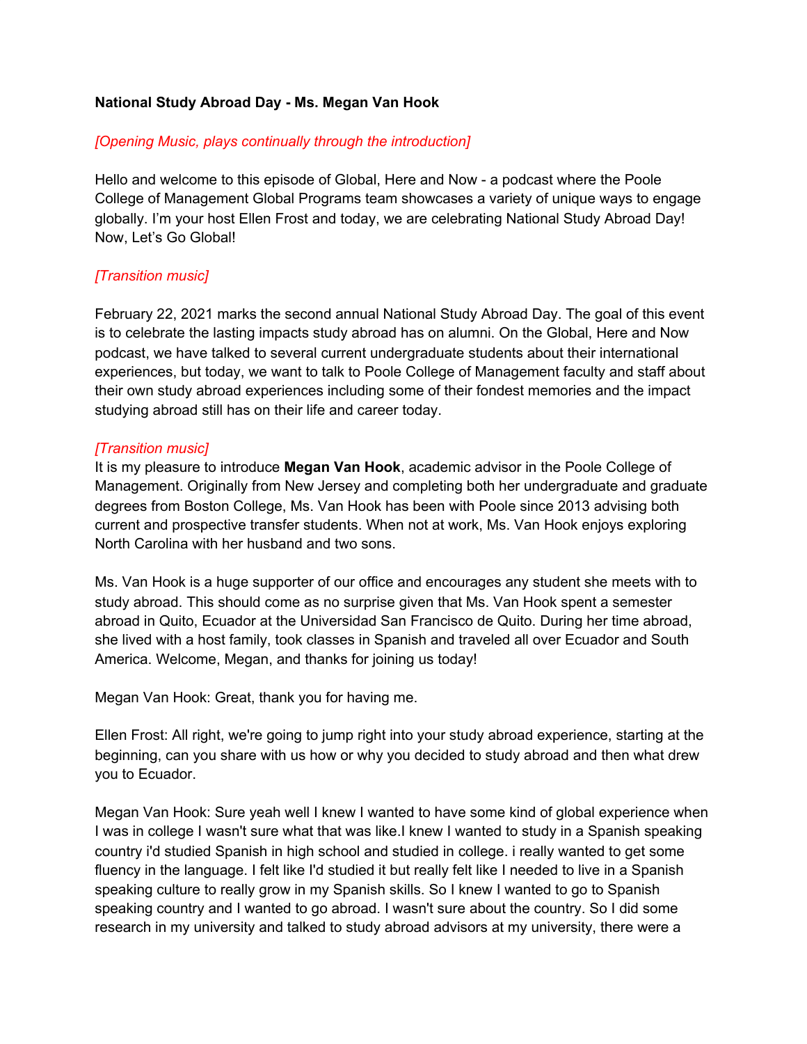**National Study Abroad Day - Ms. Megan Van Hook**

*[Opening Music, plays continually through the introduction]*

Hello and welcome to this episode of Global, Here and Now - a podcast where the Poole College of Management Global Programs team showcases a variety of unique ways to engage globally. I'm your host Ellen Frost and today, we are celebrating National Study Abroad Day! Now, Let's Go Global!

*[Transition music]*

February 22, 2021 marks the second annual National Study Abroad Day. The goal of this event is to celebrate the lasting impacts study abroad has on alumni. On the Global, Here and Now podcast, we have talked to several current undergraduate students about their international experiences, but today, we want to talk to Poole College of Management faculty and staff about their own study abroad experiences including some of their fondest memories and the impact studying abroad still has on their life and career today.

*[Transition music]*

It is my pleasure to introduce **Megan Van Hook**, academic advisor in the Poole College of Management. Originally from New Jersey and completing both her undergraduate and graduate degrees from Boston College, Ms. Van Hook has been with Poole since 2013 advising both current and prospective transfer students. When not at work, Ms. Van Hook enjoys exploring North Carolina with her husband and two sons.

Ms. Van Hook is a huge supporter of our office and encourages any student she meets with to study abroad. This should come as no surprise given that Ms. Van Hook spent a semester abroad in Quito, Ecuador at the Universidad San Francisco de Quito. During her time abroad, she lived with a host family, took classes in Spanish and traveled all over Ecuador and South America. Welcome, Megan, and thanks for joining us today!

Megan Van Hook: Great, thank you for having me.

Ellen Frost: All right, we're going to jump right into your study abroad experience, starting at the beginning, can you share with us how or why you decided to study abroad and then what drew you to Ecuador.

Megan Van Hook: Sure yeah well I knew I wanted to have some kind of global experience when I was in college I wasn't sure what that was like.I knew I wanted to study in a Spanish speaking country i'd studied Spanish in high school and studied in college. i really wanted to get some fluency in the language. I felt like I'd studied it but really felt like I needed to live in a Spanish speaking culture to really grow in my Spanish skills. So I knew I wanted to go to Spanish speaking country and I wanted to go abroad. I wasn't sure about the country. So I did some research in my university and talked to study abroad advisors at my university, there were a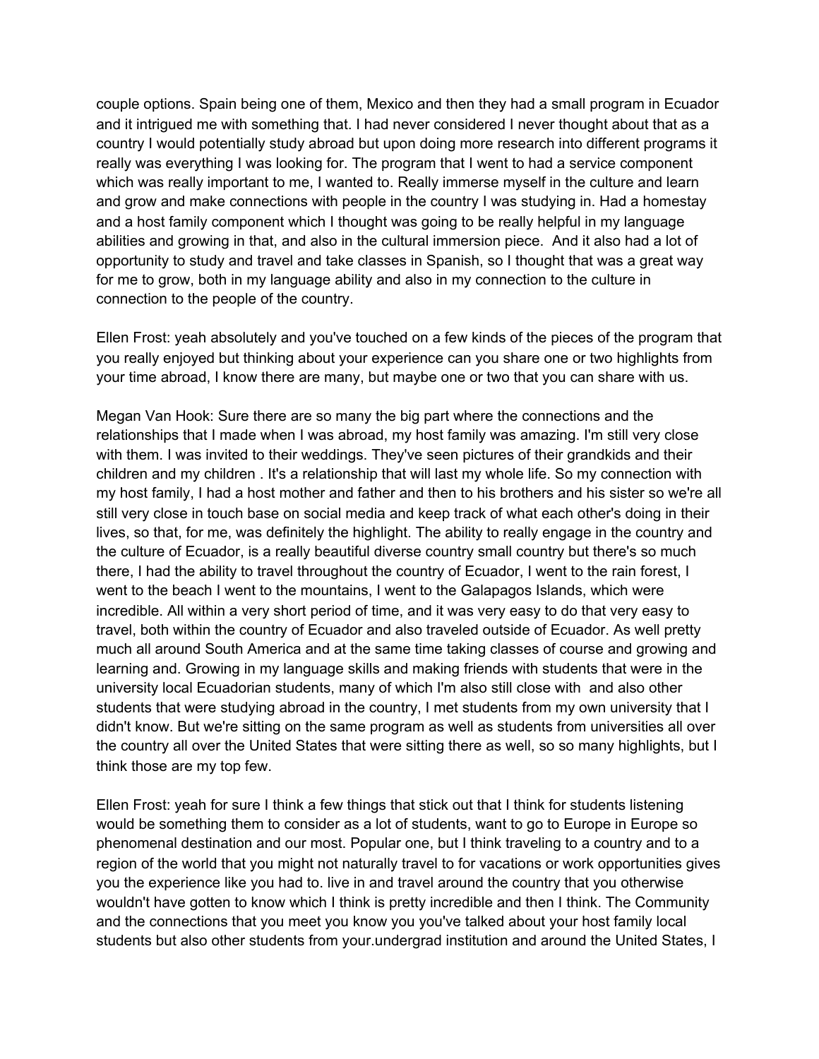couple options. Spain being one of them, Mexico and then they had a small program in Ecuador and it intrigued me with something that. I had never considered I never thought about that as a country I would potentially study abroad but upon doing more research into different programs it really was everything I was looking for. The program that I went to had a service component which was really important to me, I wanted to. Really immerse myself in the culture and learn and grow and make connections with people in the country I was studying in. Had a homestay and a host family component which I thought was going to be really helpful in my language abilities and growing in that, and also in the cultural immersion piece. And it also had a lot of opportunity to study and travel and take classes in Spanish, so I thought that was a great way for me to grow, both in my language ability and also in my connection to the culture in connection to the people of the country.

Ellen Frost: yeah absolutely and you've touched on a few kinds of the pieces of the program that you really enjoyed but thinking about your experience can you share one or two highlights from your time abroad, I know there are many, but maybe one or two that you can share with us.

Megan Van Hook: Sure there are so many the big part where the connections and the relationships that I made when I was abroad, my host family was amazing. I'm still very close with them. I was invited to their weddings. They've seen pictures of their grandkids and their children and my children . It's a relationship that will last my whole life. So my connection with my host family, I had a host mother and father and then to his brothers and his sister so we're all still very close in touch base on social media and keep track of what each other's doing in their lives, so that, for me, was definitely the highlight. The ability to really engage in the country and the culture of Ecuador, is a really beautiful diverse country small country but there's so much there, I had the ability to travel throughout the country of Ecuador, I went to the rain forest, I went to the beach I went to the mountains, I went to the Galapagos Islands, which were incredible. All within a very short period of time, and it was very easy to do that very easy to travel, both within the country of Ecuador and also traveled outside of Ecuador. As well pretty much all around South America and at the same time taking classes of course and growing and learning and. Growing in my language skills and making friends with students that were in the university local Ecuadorian students, many of which I'm also still close with and also other students that were studying abroad in the country, I met students from my own university that I didn't know. But we're sitting on the same program as well as students from universities all over the country all over the United States that were sitting there as well, so so many highlights, but I think those are my top few.

Ellen Frost: yeah for sure I think a few things that stick out that I think for students listening would be something them to consider as a lot of students, want to go to Europe in Europe so phenomenal destination and our most. Popular one, but I think traveling to a country and to a region of the world that you might not naturally travel to for vacations or work opportunities gives you the experience like you had to. live in and travel around the country that you otherwise wouldn't have gotten to know which I think is pretty incredible and then I think. The Community and the connections that you meet you know you you've talked about your host family local students but also other students from your.undergrad institution and around the United States, I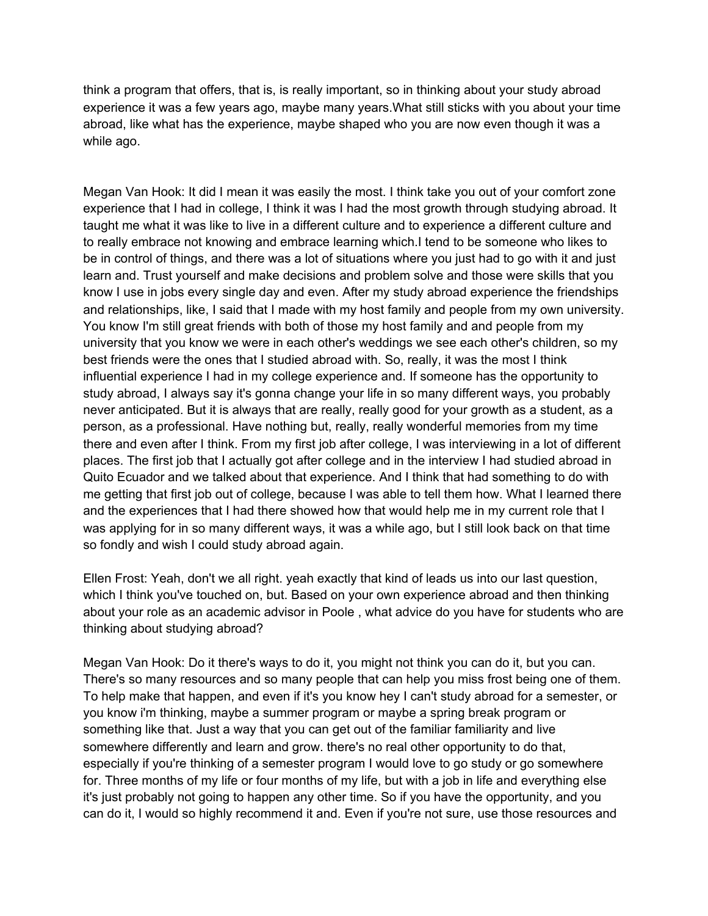think a program that offers, that is, is really important, so in thinking about your study abroad experience it was a few years ago, maybe many years.What still sticks with you about your time abroad, like what has the experience, maybe shaped who you are now even though it was a while ago.

Megan Van Hook: It did I mean it was easily the most. I think take you out of your comfort zone experience that I had in college, I think it was I had the most growth through studying abroad. It taught me what it was like to live in a different culture and to experience a different culture and to really embrace not knowing and embrace learning which.I tend to be someone who likes to be in control of things, and there was a lot of situations where you just had to go with it and just learn and. Trust yourself and make decisions and problem solve and those were skills that you know I use in jobs every single day and even. After my study abroad experience the friendships and relationships, like, I said that I made with my host family and people from my own university. You know I'm still great friends with both of those my host family and and people from my university that you know we were in each other's weddings we see each other's children, so my best friends were the ones that I studied abroad with. So, really, it was the most I think influential experience I had in my college experience and. If someone has the opportunity to study abroad, I always say it's gonna change your life in so many different ways, you probably never anticipated. But it is always that are really, really good for your growth as a student, as a person, as a professional. Have nothing but, really, really wonderful memories from my time there and even after I think. From my first job after college, I was interviewing in a lot of different places. The first job that I actually got after college and in the interview I had studied abroad in Quito Ecuador and we talked about that experience. And I think that had something to do with me getting that first job out of college, because I was able to tell them how. What I learned there and the experiences that I had there showed how that would help me in my current role that I was applying for in so many different ways, it was a while ago, but I still look back on that time so fondly and wish I could study abroad again.

Ellen Frost: Yeah, don't we all right. yeah exactly that kind of leads us into our last question, which I think you've touched on, but. Based on your own experience abroad and then thinking about your role as an academic advisor in Poole , what advice do you have for students who are thinking about studying abroad?

Megan Van Hook: Do it there's ways to do it, you might not think you can do it, but you can. There's so many resources and so many people that can help you miss frost being one of them. To help make that happen, and even if it's you know hey I can't study abroad for a semester, or you know i'm thinking, maybe a summer program or maybe a spring break program or something like that. Just a way that you can get out of the familiar familiarity and live somewhere differently and learn and grow. there's no real other opportunity to do that, especially if you're thinking of a semester program I would love to go study or go somewhere for. Three months of my life or four months of my life, but with a job in life and everything else it's just probably not going to happen any other time. So if you have the opportunity, and you can do it, I would so highly recommend it and. Even if you're not sure, use those resources and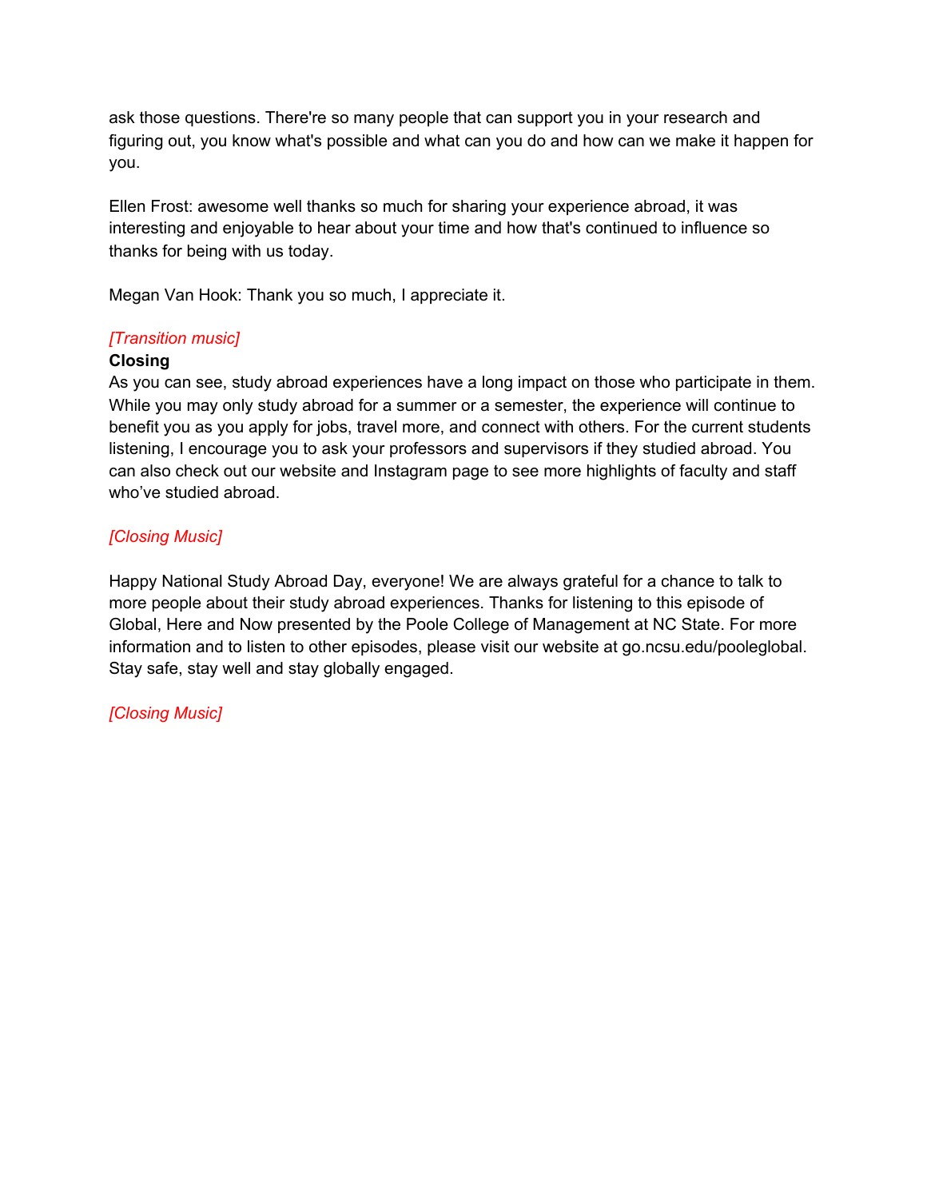ask those questions. There're so many people that can support you in your research and figuring out, you know what's possible and what can you do and how can we make it happen for you.

Ellen Frost: awesome well thanks so much for sharing your experience abroad, it was interesting and enjoyable to hear about your time and how that's continued to influence so thanks for being with us today.

Megan Van Hook: Thank you so much, I appreciate it.

*[Transition music]*

**Closing**

As you can see, study abroad experiences have a long impact on those who participate in them. While you may only study abroad for a summer or a semester, the experience will continue to benefit you as you apply for jobs, travel more, and connect with others. For the current students listening, I encourage you to ask your professors and supervisors if they studied abroad. You can also check out our website and Instagram page to see more highlights of faculty and staff who've studied abroad.

*[Closing Music]*

Happy National Study Abroad Day, everyone! We are always grateful for a chance to talk to more people about their study abroad experiences. Thanks for listening to this episode of Global, Here and Now presented by the Poole College of Management at NC State. For more information and to listen to other episodes, please visit our website at go.ncsu.edu/pooleglobal. Stay safe, stay well and stay globally engaged.

*[Closing Music]*